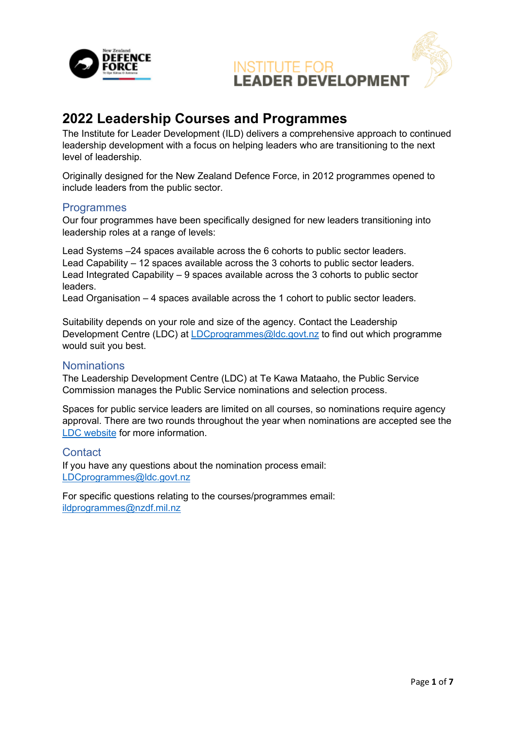# 2022 Leadership Courses and Programmes

The Institute for Leader Development (ILD) delivers a comprehensive approach to continued leadership development with a focus on helping leaders who are transitioning to the next level of leadership.

Originally designed for the New Zealand Defence Force, in 2012 programmes opened to include leaders from the public sector.

## Programmes

Our four programmes have been specifically designed for new leaders transitioning into leadership roles at a range of levels:

Lead Systems –24 spaces available across the 6 cohorts to public sector leaders.
Lead Capability – 12 spaces available across the 3 cohorts to public sector leaders.
Lead Integrated Capability – 9 spaces available across the 3 cohorts to public sector leaders.
Lead Organisation – 4 spaces available across the 1 cohort to public sector leaders.

Suitability depends on your role and size of the agency. Contact the Leadership Development Centre (LDC) at LDCprogrammes@ldc.govt.nz to find out which programme would suit you best.

## Nominations

The Leadership Development Centre (LDC) at Te Kawa Mataaho, the Public Service Commission manages the Public Service nominations and selection process.

Spaces for public service leaders are limited on all courses, so nominations require agency approval. There are two rounds throughout the year when nominations are accepted see the LDC website for more information.

## Contact

If you have any questions about the nomination process email:
LDCprogrammes@ldc.govt.nz

For specific questions relating to the courses/programmes email:
ildprogrammes@nzdf.mil.nz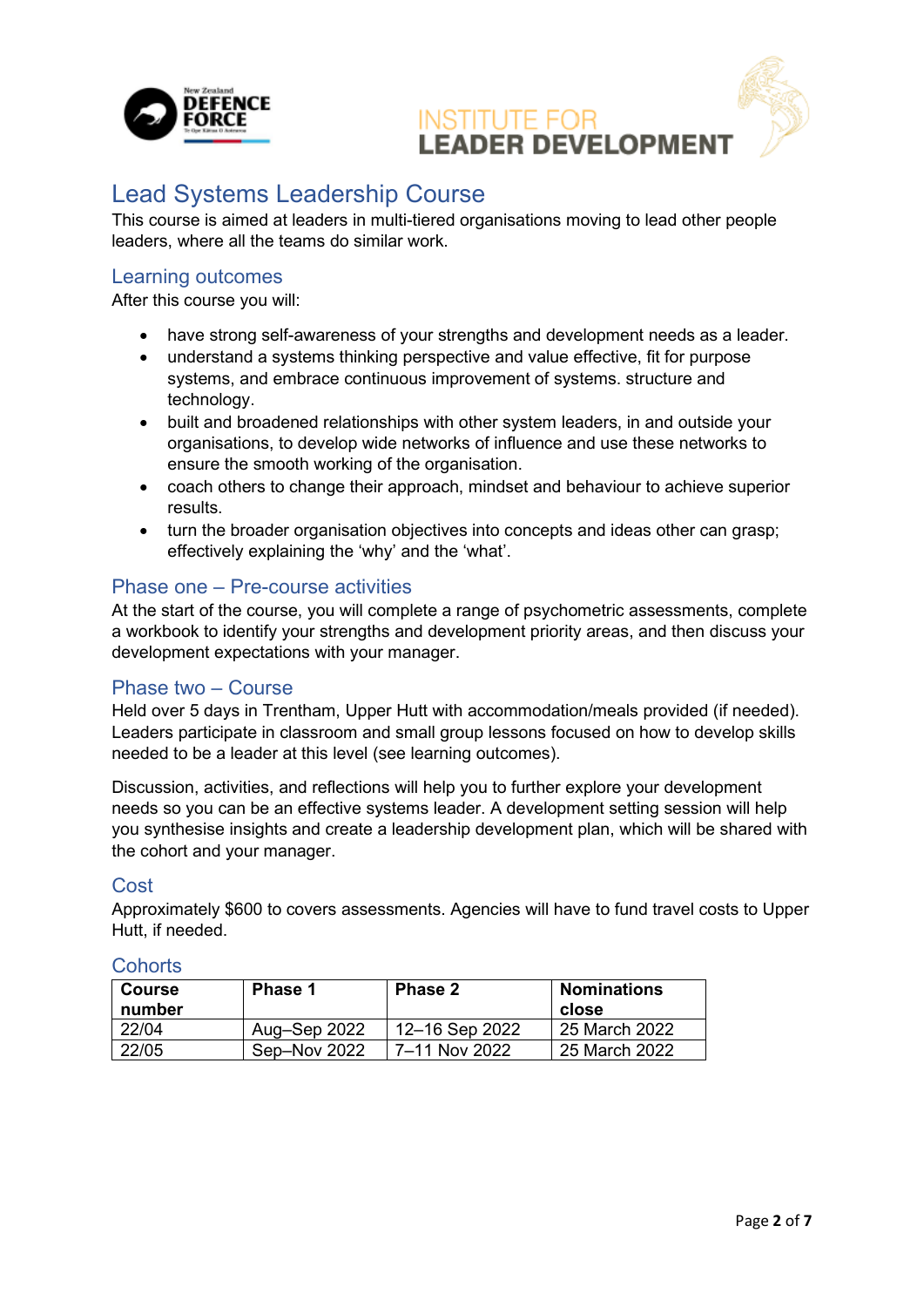# Lead Systems Leadership Course

This course is aimed at leaders in multi-tiered organisations moving to lead other people leaders, where all the teams do similar work.

## Learning outcomes

After this course you will:

- have strong self-awareness of your strengths and development needs as a leader.
- understand a systems thinking perspective and value effective, fit for purpose systems, and embrace continuous improvement of systems. structure and technology.
- built and broadened relationships with other system leaders, in and outside your organisations, to develop wide networks of influence and use these networks to ensure the smooth working of the organisation.
- coach others to change their approach, mindset and behaviour to achieve superior results.
- turn the broader organisation objectives into concepts and ideas other can grasp; effectively explaining the 'why' and the 'what'.

## Phase one – Pre-course activities

At the start of the course, you will complete a range of psychometric assessments, complete a workbook to identify your strengths and development priority areas, and then discuss your development expectations with your manager.

## Phase two – Course

Held over 5 days in Trentham, Upper Hutt with accommodation/meals provided (if needed). Leaders participate in classroom and small group lessons focused on how to develop skills needed to be a leader at this level (see learning outcomes).

Discussion, activities, and reflections will help you to further explore your development needs so you can be an effective systems leader. A development setting session will help you synthesise insights and create a leadership development plan, which will be shared with the cohort and your manager.

## Cost

Approximately $600 to covers assessments. Agencies will have to fund travel costs to Upper Hutt, if needed.

## Cohorts

| Course number | Phase 1 | Phase 2 | Nominations close |
|---|---|---|---|
| 22/04 | Aug–Sep 2022 | 12–16 Sep 2022 | 25 March 2022 |
| 22/05 | Sep–Nov 2022 | 7–11 Nov 2022 | 25 March 2022 |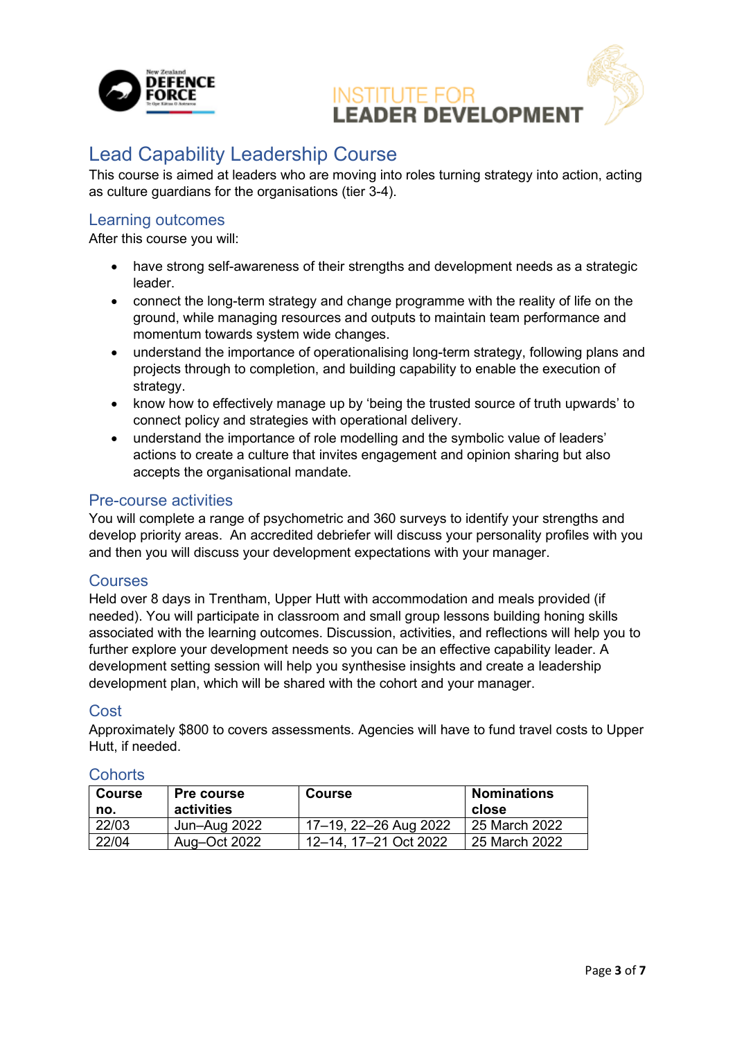# Lead Capability Leadership Course

This course is aimed at leaders who are moving into roles turning strategy into action, acting as culture guardians for the organisations (tier 3-4).

## Learning outcomes

After this course you will:

- have strong self-awareness of their strengths and development needs as a strategic leader.
- connect the long-term strategy and change programme with the reality of life on the ground, while managing resources and outputs to maintain team performance and momentum towards system wide changes.
- understand the importance of operationalising long-term strategy, following plans and projects through to completion, and building capability to enable the execution of strategy.
- know how to effectively manage up by 'being the trusted source of truth upwards' to connect policy and strategies with operational delivery.
- understand the importance of role modelling and the symbolic value of leaders' actions to create a culture that invites engagement and opinion sharing but also accepts the organisational mandate.

## Pre-course activities

You will complete a range of psychometric and 360 surveys to identify your strengths and develop priority areas. An accredited debriefer will discuss your personality profiles with you and then you will discuss your development expectations with your manager.

## Courses

Held over 8 days in Trentham, Upper Hutt with accommodation and meals provided (if needed). You will participate in classroom and small group lessons building honing skills associated with the learning outcomes. Discussion, activities, and reflections will help you to further explore your development needs so you can be an effective capability leader. A development setting session will help you synthesise insights and create a leadership development plan, which will be shared with the cohort and your manager.

## Cost

Approximately $800 to covers assessments. Agencies will have to fund travel costs to Upper Hutt, if needed.

## Cohorts

| Course no. | Pre course activities | Course | Nominations close |
|---|---|---|---|
| 22/03 | Jun–Aug 2022 | 17–19, 22–26 Aug 2022 | 25 March 2022 |
| 22/04 | Aug–Oct 2022 | 12–14, 17–21 Oct 2022 | 25 March 2022 |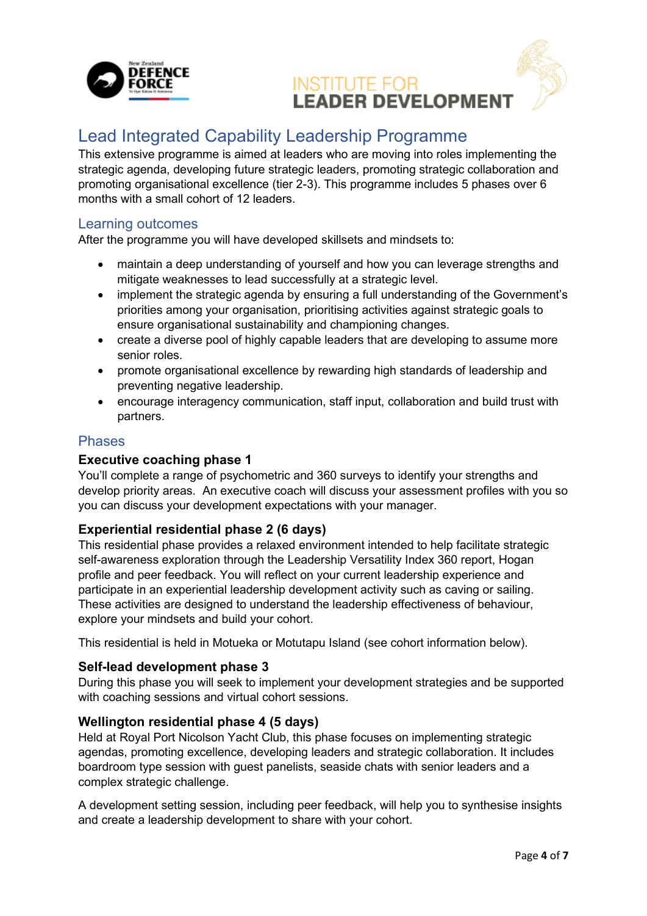# Lead Integrated Capability Leadership Programme

This extensive programme is aimed at leaders who are moving into roles implementing the strategic agenda, developing future strategic leaders, promoting strategic collaboration and promoting organisational excellence (tier 2-3). This programme includes 5 phases over 6 months with a small cohort of 12 leaders.

## Learning outcomes

After the programme you will have developed skillsets and mindsets to:

- maintain a deep understanding of yourself and how you can leverage strengths and mitigate weaknesses to lead successfully at a strategic level.
- implement the strategic agenda by ensuring a full understanding of the Government's priorities among your organisation, prioritising activities against strategic goals to ensure organisational sustainability and championing changes.
- create a diverse pool of highly capable leaders that are developing to assume more senior roles.
- promote organisational excellence by rewarding high standards of leadership and preventing negative leadership.
- encourage interagency communication, staff input, collaboration and build trust with partners.

## Phases

### Executive coaching phase 1

You'll complete a range of psychometric and 360 surveys to identify your strengths and develop priority areas. An executive coach will discuss your assessment profiles with you so you can discuss your development expectations with your manager.

### Experiential residential phase 2 (6 days)

This residential phase provides a relaxed environment intended to help facilitate strategic self-awareness exploration through the Leadership Versatility Index 360 report, Hogan profile and peer feedback. You will reflect on your current leadership experience and participate in an experiential leadership development activity such as caving or sailing. These activities are designed to understand the leadership effectiveness of behaviour, explore your mindsets and build your cohort.

This residential is held in Motueka or Motutapu Island (see cohort information below).

### Self-lead development phase 3

During this phase you will seek to implement your development strategies and be supported with coaching sessions and virtual cohort sessions.

### Wellington residential phase 4 (5 days)

Held at Royal Port Nicolson Yacht Club, this phase focuses on implementing strategic agendas, promoting excellence, developing leaders and strategic collaboration. It includes boardroom type session with guest panelists, seaside chats with senior leaders and a complex strategic challenge.

A development setting session, including peer feedback, will help you to synthesise insights and create a leadership development to share with your cohort.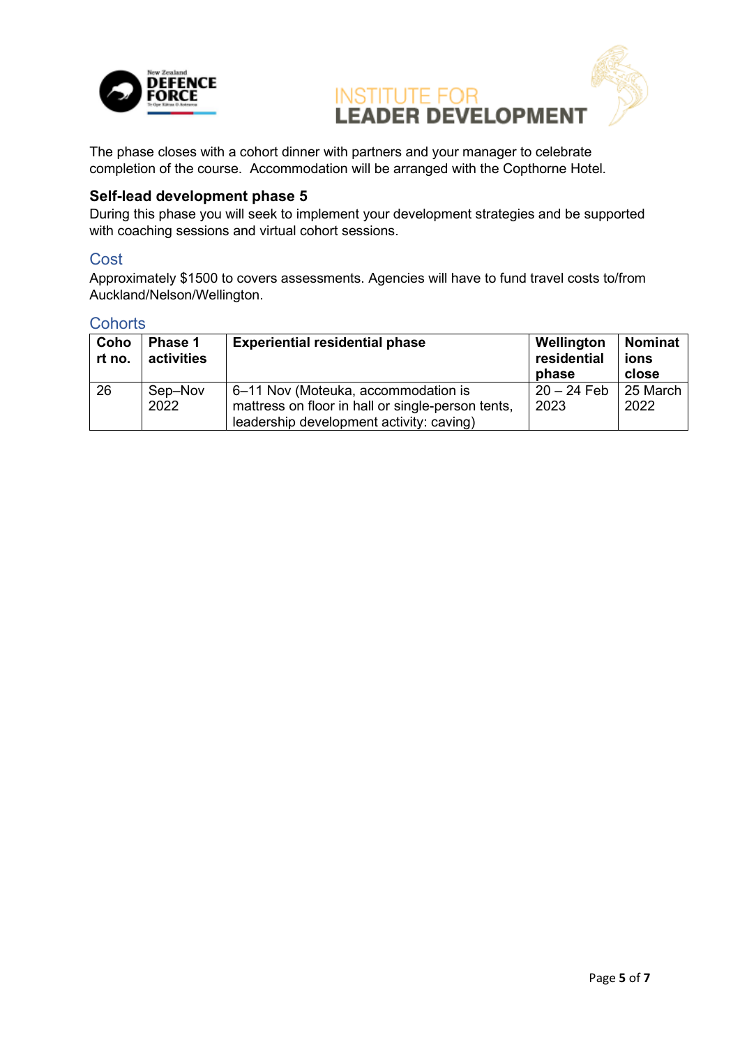The phase closes with a cohort dinner with partners and your manager to celebrate completion of the course.  Accommodation will be arranged with the Copthorne Hotel.

### Self-lead development phase 5

During this phase you will seek to implement your development strategies and be supported with coaching sessions and virtual cohort sessions.

## Cost

Approximately $1500 to covers assessments. Agencies will have to fund travel costs to/from Auckland/Nelson/Wellington.

## Cohorts

| Cohort no. | Phase 1 activities | Experiential residential phase | Wellington residential phase | Nominations close |
|---|---|---|---|---|
| 26 | Sep–Nov 2022 | 6–11 Nov (Moteuka, accommodation is mattress on floor in hall or single-person tents, leadership development activity: caving) | 20 – 24 Feb 2023 | 25 March 2022 |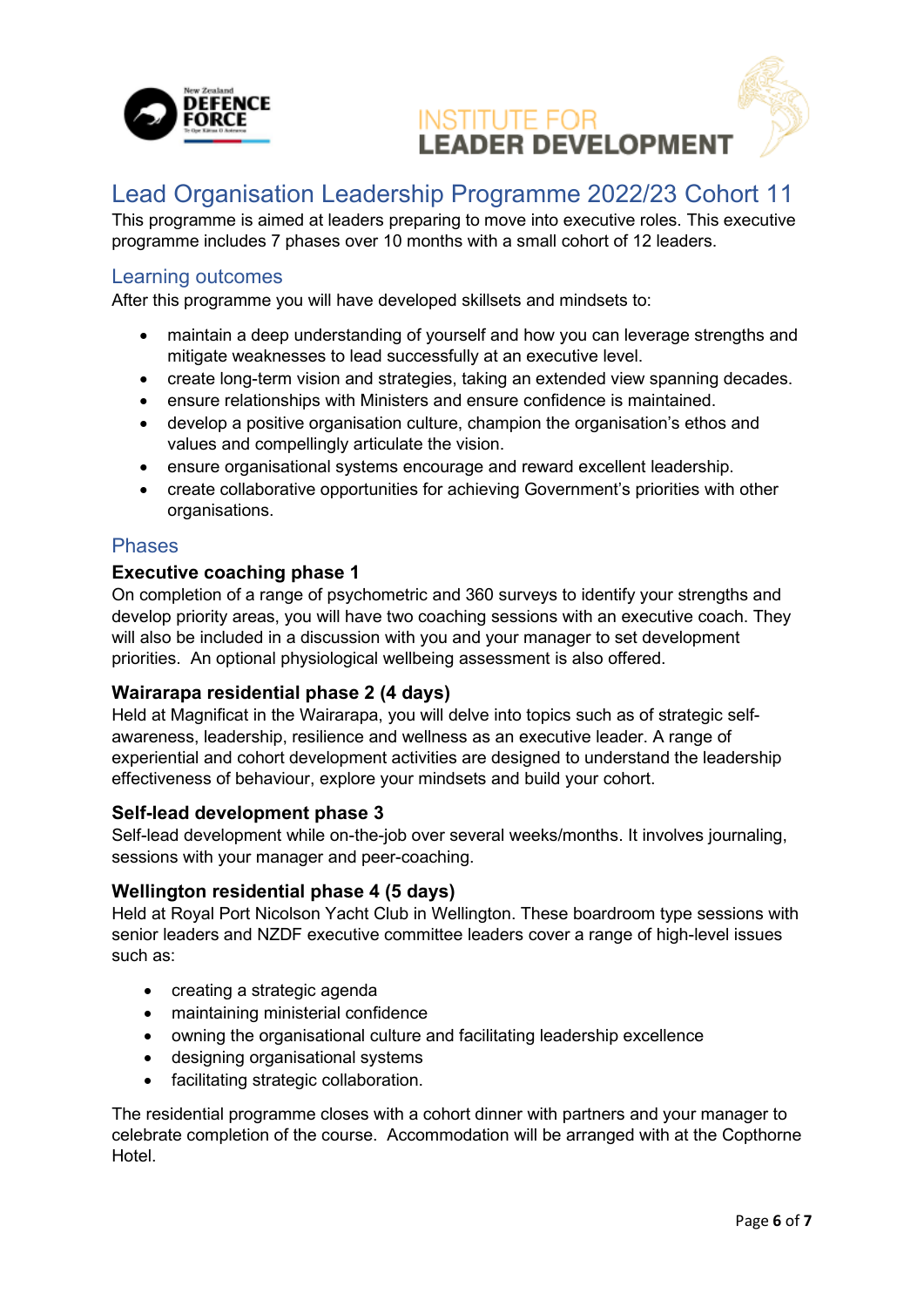# Lead Organisation Leadership Programme 2022/23 Cohort 11

This programme is aimed at leaders preparing to move into executive roles. This executive programme includes 7 phases over 10 months with a small cohort of 12 leaders.

## Learning outcomes

After this programme you will have developed skillsets and mindsets to:

- maintain a deep understanding of yourself and how you can leverage strengths and mitigate weaknesses to lead successfully at an executive level.
- create long-term vision and strategies, taking an extended view spanning decades.
- ensure relationships with Ministers and ensure confidence is maintained.
- develop a positive organisation culture, champion the organisation's ethos and values and compellingly articulate the vision.
- ensure organisational systems encourage and reward excellent leadership.
- create collaborative opportunities for achieving Government's priorities with other organisations.

## Phases

### Executive coaching phase 1

On completion of a range of psychometric and 360 surveys to identify your strengths and develop priority areas, you will have two coaching sessions with an executive coach. They will also be included in a discussion with you and your manager to set development priorities. An optional physiological wellbeing assessment is also offered.

### Wairarapa residential phase 2 (4 days)

Held at Magnificat in the Wairarapa, you will delve into topics such as of strategic self-awareness, leadership, resilience and wellness as an executive leader. A range of experiential and cohort development activities are designed to understand the leadership effectiveness of behaviour, explore your mindsets and build your cohort.

### Self-lead development phase 3

Self-lead development while on-the-job over several weeks/months. It involves journaling, sessions with your manager and peer-coaching.

### Wellington residential phase 4 (5 days)

Held at Royal Port Nicolson Yacht Club in Wellington. These boardroom type sessions with senior leaders and NZDF executive committee leaders cover a range of high-level issues such as:

- creating a strategic agenda
- maintaining ministerial confidence
- owning the organisational culture and facilitating leadership excellence
- designing organisational systems
- facilitating strategic collaboration.

The residential programme closes with a cohort dinner with partners and your manager to celebrate completion of the course. Accommodation will be arranged with at the Copthorne Hotel.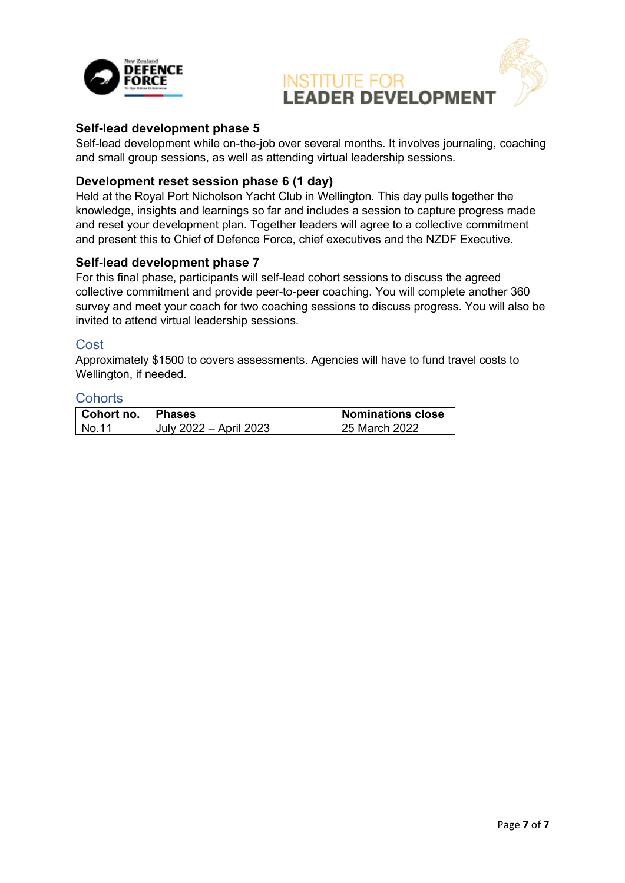### Self-lead development phase 5

Self-lead development while on-the-job over several months. It involves journaling, coaching and small group sessions, as well as attending virtual leadership sessions.

### Development reset session phase 6 (1 day)

Held at the Royal Port Nicholson Yacht Club in Wellington. This day pulls together the knowledge, insights and learnings so far and includes a session to capture progress made and reset your development plan. Together leaders will agree to a collective commitment and present this to Chief of Defence Force, chief executives and the NZDF Executive.

### Self-lead development phase 7

For this final phase, participants will self-lead cohort sessions to discuss the agreed collective commitment and provide peer-to-peer coaching. You will complete another 360 survey and meet your coach for two coaching sessions to discuss progress. You will also be invited to attend virtual leadership sessions.

## Cost

Approximately $1500 to covers assessments. Agencies will have to fund travel costs to Wellington, if needed.

## Cohorts

| Cohort no. | Phases | Nominations close |
| --- | --- | --- |
| No.11 | July 2022 – April 2023 | 25 March 2022 |